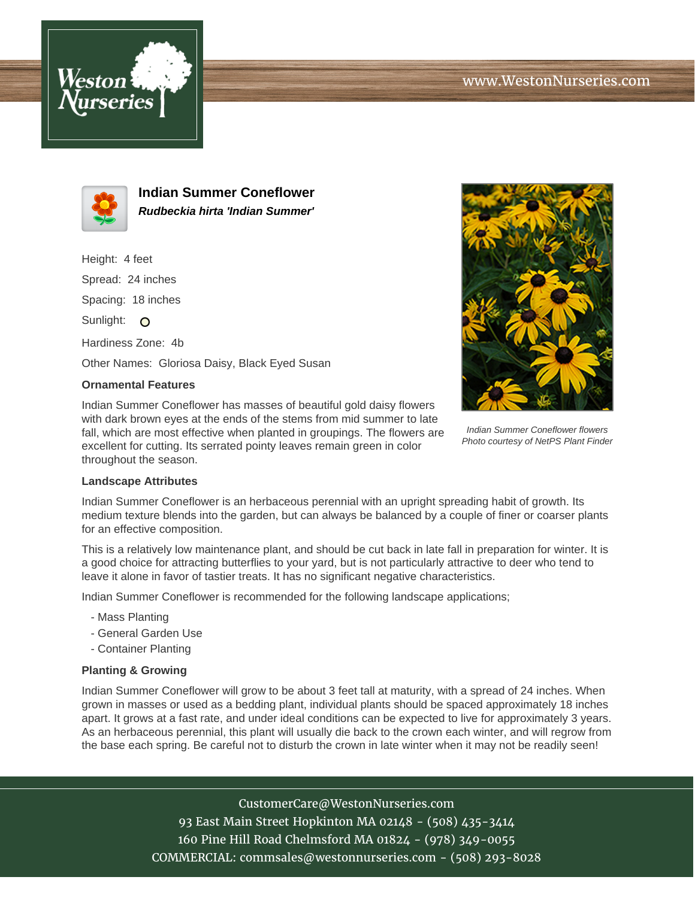# Indian Summer Coneflower

***Rudbeckia hirta 'Indian Summer'***

Height: 4 feet

Spread: 24 inches

Spacing: 18 inches

Sunlight: O

Hardiness Zone: 4b

Other Names: Gloriosa Daisy, Black Eyed Susan

Indian Summer Coneflower flowers
Photo courtesy of NetPS Plant Finder

### Ornamental Features

Indian Summer Coneflower has masses of beautiful gold daisy flowers with dark brown eyes at the ends of the stems from mid summer to late fall, which are most effective when planted in groupings. The flowers are excellent for cutting. Its serrated pointy leaves remain green in color throughout the season.

### Landscape Attributes

Indian Summer Coneflower is an herbaceous perennial with an upright spreading habit of growth. Its medium texture blends into the garden, but can always be balanced by a couple of finer or coarser plants for an effective composition.

This is a relatively low maintenance plant, and should be cut back in late fall in preparation for winter. It is a good choice for attracting butterflies to your yard, but is not particularly attractive to deer who tend to leave it alone in favor of tastier treats. It has no significant negative characteristics.

Indian Summer Coneflower is recommended for the following landscape applications;

- Mass Planting
- General Garden Use
- Container Planting

### Planting & Growing

Indian Summer Coneflower will grow to be about 3 feet tall at maturity, with a spread of 24 inches. When grown in masses or used as a bedding plant, individual plants should be spaced approximately 18 inches apart. It grows at a fast rate, and under ideal conditions can be expected to live for approximately 3 years. As an herbaceous perennial, this plant will usually die back to the crown each winter, and will regrow from the base each spring. Be careful not to disturb the crown in late winter when it may not be readily seen!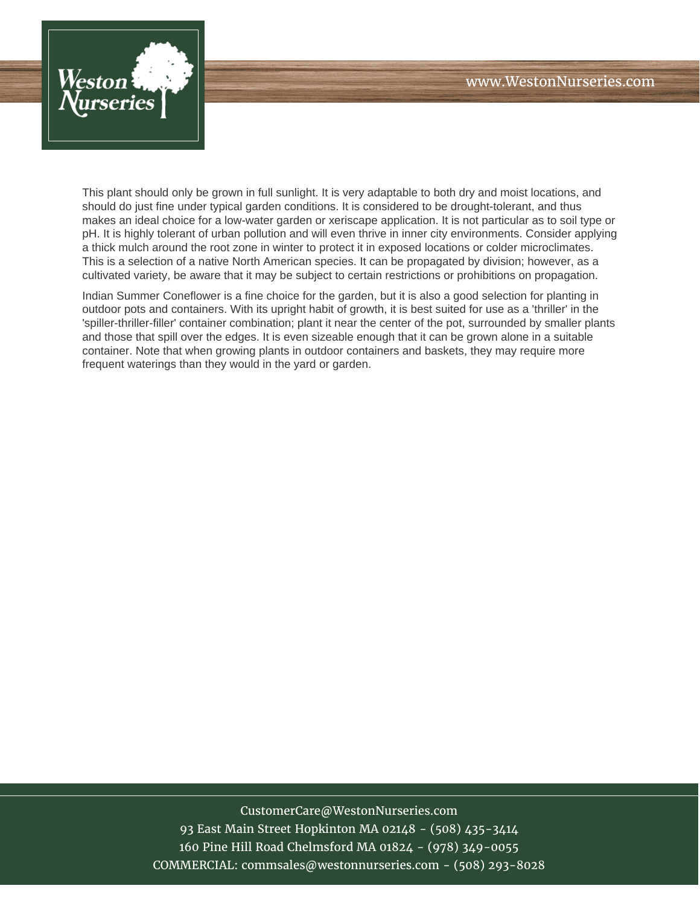This plant should only be grown in full sunlight. It is very adaptable to both dry and moist locations, and should do just fine under typical garden conditions. It is considered to be drought-tolerant, and thus makes an ideal choice for a low-water garden or xeriscape application. It is not particular as to soil type or pH. It is highly tolerant of urban pollution and will even thrive in inner city environments. Consider applying a thick mulch around the root zone in winter to protect it in exposed locations or colder microclimates. This is a selection of a native North American species. It can be propagated by division; however, as a cultivated variety, be aware that it may be subject to certain restrictions or prohibitions on propagation.

Indian Summer Coneflower is a fine choice for the garden, but it is also a good selection for planting in outdoor pots and containers. With its upright habit of growth, it is best suited for use as a 'thriller' in the 'spiller-thriller-filler' container combination; plant it near the center of the pot, surrounded by smaller plants and those that spill over the edges. It is even sizeable enough that it can be grown alone in a suitable container. Note that when growing plants in outdoor containers and baskets, they may require more frequent waterings than they would in the yard or garden.